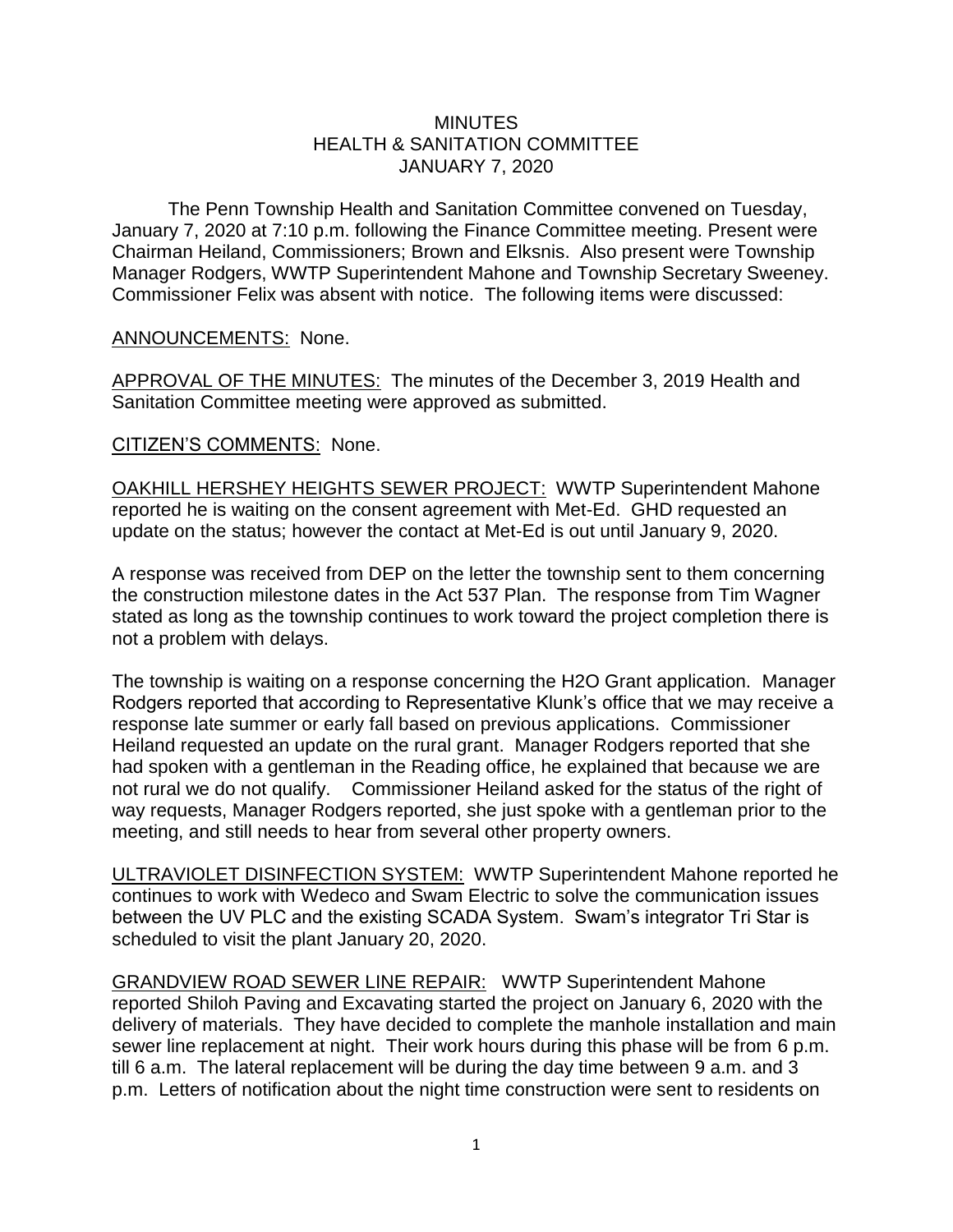# MINUTES
## HEALTH & SANITATION COMMITTEE
## JANUARY 7, 2020

The Penn Township Health and Sanitation Committee convened on Tuesday, January 7, 2020 at 7:10 p.m. following the Finance Committee meeting. Present were Chairman Heiland, Commissioners; Brown and Elksnis. Also present were Township Manager Rodgers, WWTP Superintendent Mahone and Township Secretary Sweeney. Commissioner Felix was absent with notice. The following items were discussed:

<u>ANNOUNCEMENTS:</u> None.

<u>APPROVAL OF THE MINUTES:</u> The minutes of the December 3, 2019 Health and Sanitation Committee meeting were approved as submitted.

<u>CITIZEN'S COMMENTS</u>: None.

<u>OAKHILL HERSHEY HEIGHTS SEWER PROJECT:</u> WWTP Superintendent Mahone reported he is waiting on the consent agreement with Met-Ed. GHD requested an update on the status; however the contact at Met-Ed is out until January 9, 2020.

A response was received from DEP on the letter the township sent to them concerning the construction milestone dates in the Act 537 Plan. The response from Tim Wagner stated as long as the township continues to work toward the project completion there is not a problem with delays.

The township is waiting on a response concerning the H2O Grant application. Manager Rodgers reported that according to Representative Klunk's office that we may receive a response late summer or early fall based on previous applications. Commissioner Heiland requested an update on the rural grant. Manager Rodgers reported that she had spoken with a gentleman in the Reading office, he explained that because we are not rural we do not qualify. Commissioner Heiland asked for the status of the right of way requests, Manager Rodgers reported, she just spoke with a gentleman prior to the meeting, and still needs to hear from several other property owners.

<u>ULTRAVIOLET DISINFECTION SYSTEM:</u> WWTP Superintendent Mahone reported he continues to work with Wedeco and Swam Electric to solve the communication issues between the UV PLC and the existing SCADA System. Swam's integrator Tri Star is scheduled to visit the plant January 20, 2020.

<u>GRANDVIEW ROAD SEWER LINE REPAIR:</u> WWTP Superintendent Mahone reported Shiloh Paving and Excavating started the project on January 6, 2020 with the delivery of materials. They have decided to complete the manhole installation and main sewer line replacement at night. Their work hours during this phase will be from 6 p.m. till 6 a.m. The lateral replacement will be during the day time between 9 a.m. and 3 p.m. Letters of notification about the night time construction were sent to residents on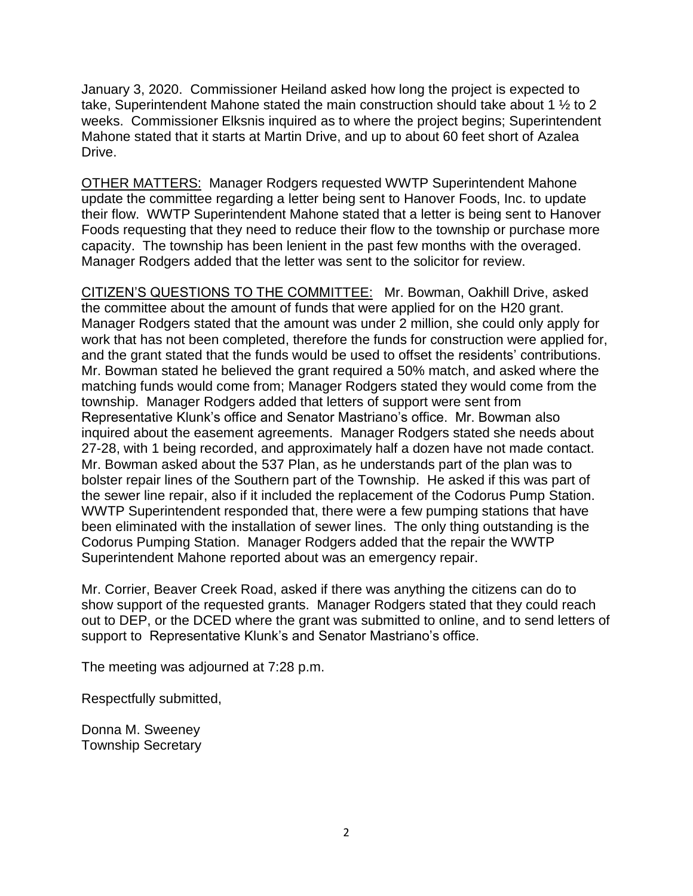January 3, 2020. Commissioner Heiland asked how long the project is expected to take, Superintendent Mahone stated the main construction should take about 1 ½ to 2 weeks. Commissioner Elksnis inquired as to where the project begins; Superintendent Mahone stated that it starts at Martin Drive, and up to about 60 feet short of Azalea Drive.

OTHER MATTERS: Manager Rodgers requested WWTP Superintendent Mahone update the committee regarding a letter being sent to Hanover Foods, Inc. to update their flow. WWTP Superintendent Mahone stated that a letter is being sent to Hanover Foods requesting that they need to reduce their flow to the township or purchase more capacity. The township has been lenient in the past few months with the overaged. Manager Rodgers added that the letter was sent to the solicitor for review.

CITIZEN'S QUESTIONS TO THE COMMITTEE: Mr. Bowman, Oakhill Drive, asked the committee about the amount of funds that were applied for on the H20 grant. Manager Rodgers stated that the amount was under 2 million, she could only apply for work that has not been completed, therefore the funds for construction were applied for, and the grant stated that the funds would be used to offset the residents' contributions. Mr. Bowman stated he believed the grant required a 50% match, and asked where the matching funds would come from; Manager Rodgers stated they would come from the township. Manager Rodgers added that letters of support were sent from Representative Klunk's office and Senator Mastriano's office. Mr. Bowman also inquired about the easement agreements. Manager Rodgers stated she needs about 27-28, with 1 being recorded, and approximately half a dozen have not made contact. Mr. Bowman asked about the 537 Plan, as he understands part of the plan was to bolster repair lines of the Southern part of the Township. He asked if this was part of the sewer line repair, also if it included the replacement of the Codorus Pump Station. WWTP Superintendent responded that, there were a few pumping stations that have been eliminated with the installation of sewer lines. The only thing outstanding is the Codorus Pumping Station. Manager Rodgers added that the repair the WWTP Superintendent Mahone reported about was an emergency repair.

Mr. Corrier, Beaver Creek Road, asked if there was anything the citizens can do to show support of the requested grants. Manager Rodgers stated that they could reach out to DEP, or the DCED where the grant was submitted to online, and to send letters of support to Representative Klunk's and Senator Mastriano's office.

The meeting was adjourned at 7:28 p.m.

Respectfully submitted,

Donna M. Sweeney
Township Secretary